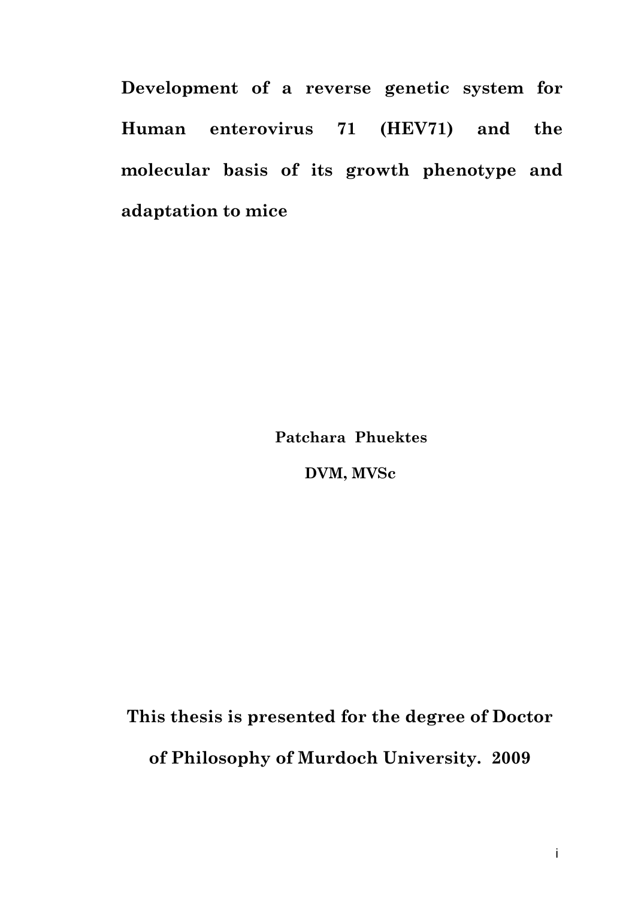# Development of a reverse genetic system for Human enterovirus 71 (HEV71) and the molecular basis of its growth phenotype and adaptation to mice

**Patchara Phuektes**

**DVM, MVSc**

**This thesis is presented for the degree of Doctor of Philosophy of Murdoch University. 2009**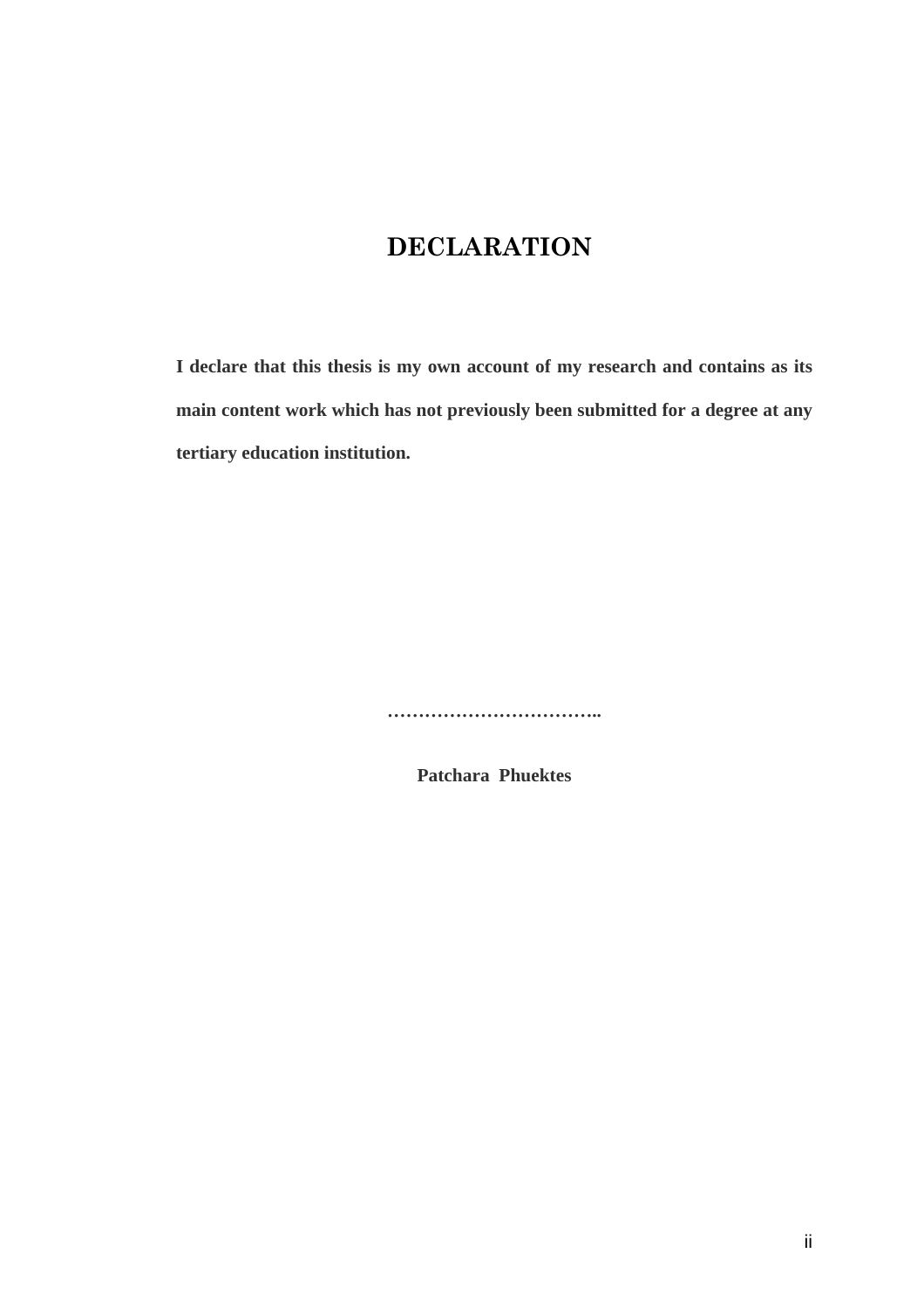# DECLARATION

**I declare that this thesis is my own account of my research and contains as its main content work which has not previously been submitted for a degree at any tertiary education institution.**

**……………………………..**

**Patchara Phuektes**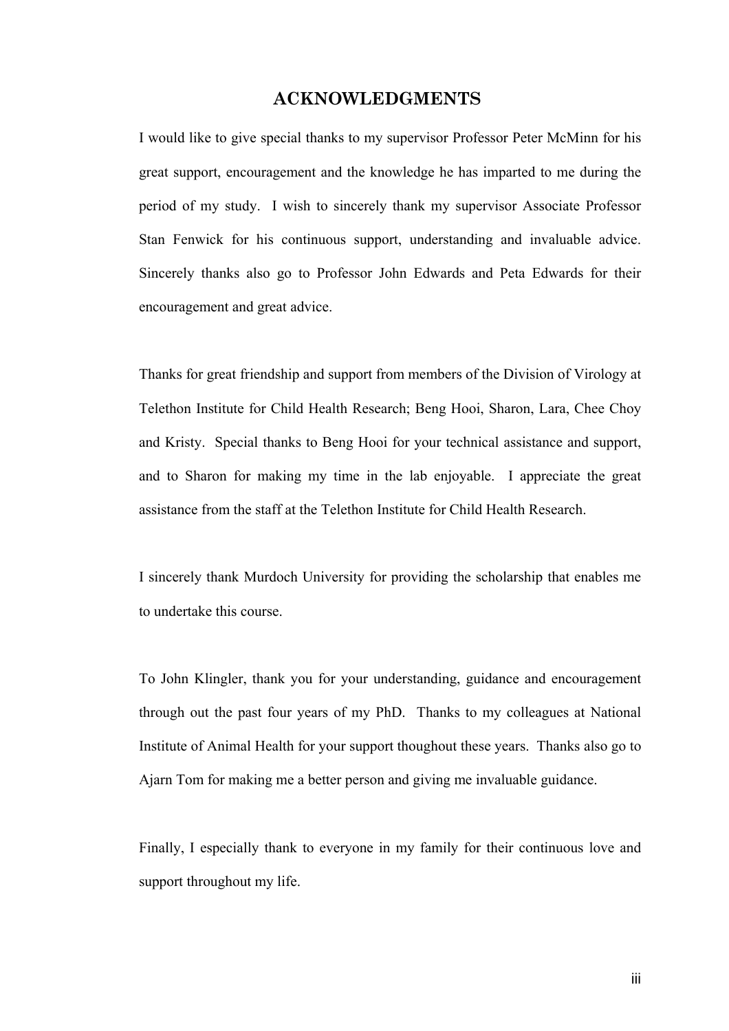# ACKNOWLEDGMENTS

I would like to give special thanks to my supervisor Professor Peter McMinn for his great support, encouragement and the knowledge he has imparted to me during the period of my study. I wish to sincerely thank my supervisor Associate Professor Stan Fenwick for his continuous support, understanding and invaluable advice. Sincerely thanks also go to Professor John Edwards and Peta Edwards for their encouragement and great advice.

Thanks for great friendship and support from members of the Division of Virology at Telethon Institute for Child Health Research; Beng Hooi, Sharon, Lara, Chee Choy and Kristy. Special thanks to Beng Hooi for your technical assistance and support, and to Sharon for making my time in the lab enjoyable. I appreciate the great assistance from the staff at the Telethon Institute for Child Health Research.

I sincerely thank Murdoch University for providing the scholarship that enables me to undertake this course.

To John Klingler, thank you for your understanding, guidance and encouragement through out the past four years of my PhD. Thanks to my colleagues at National Institute of Animal Health for your support thoughout these years. Thanks also go to Ajarn Tom for making me a better person and giving me invaluable guidance.

Finally, I especially thank to everyone in my family for their continuous love and support throughout my life.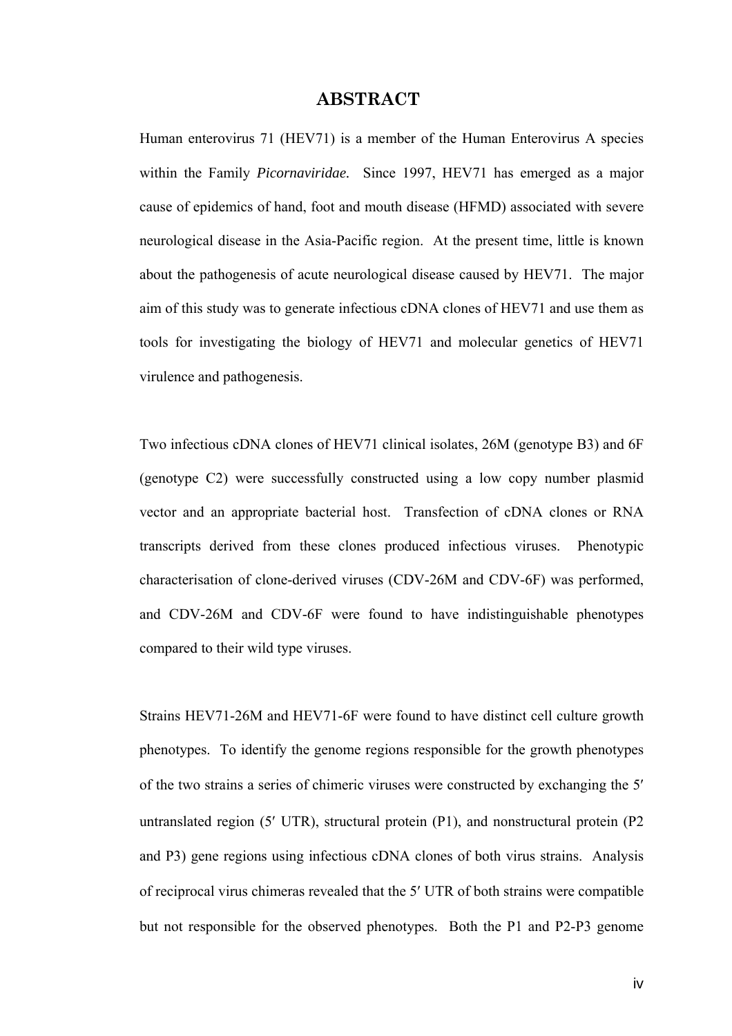# ABSTRACT

Human enterovirus 71 (HEV71) is a member of the Human Enterovirus A species within the Family *Picornaviridae*. Since 1997, HEV71 has emerged as a major cause of epidemics of hand, foot and mouth disease (HFMD) associated with severe neurological disease in the Asia-Pacific region. At the present time, little is known about the pathogenesis of acute neurological disease caused by HEV71. The major aim of this study was to generate infectious cDNA clones of HEV71 and use them as tools for investigating the biology of HEV71 and molecular genetics of HEV71 virulence and pathogenesis.

Two infectious cDNA clones of HEV71 clinical isolates, 26M (genotype B3) and 6F (genotype C2) were successfully constructed using a low copy number plasmid vector and an appropriate bacterial host. Transfection of cDNA clones or RNA transcripts derived from these clones produced infectious viruses. Phenotypic characterisation of clone-derived viruses (CDV-26M and CDV-6F) was performed, and CDV-26M and CDV-6F were found to have indistinguishable phenotypes compared to their wild type viruses.

Strains HEV71-26M and HEV71-6F were found to have distinct cell culture growth phenotypes. To identify the genome regions responsible for the growth phenotypes of the two strains a series of chimeric viruses were constructed by exchanging the 5′ untranslated region (5′ UTR), structural protein (P1), and nonstructural protein (P2 and P3) gene regions using infectious cDNA clones of both virus strains. Analysis of reciprocal virus chimeras revealed that the 5′ UTR of both strains were compatible but not responsible for the observed phenotypes. Both the P1 and P2-P3 genome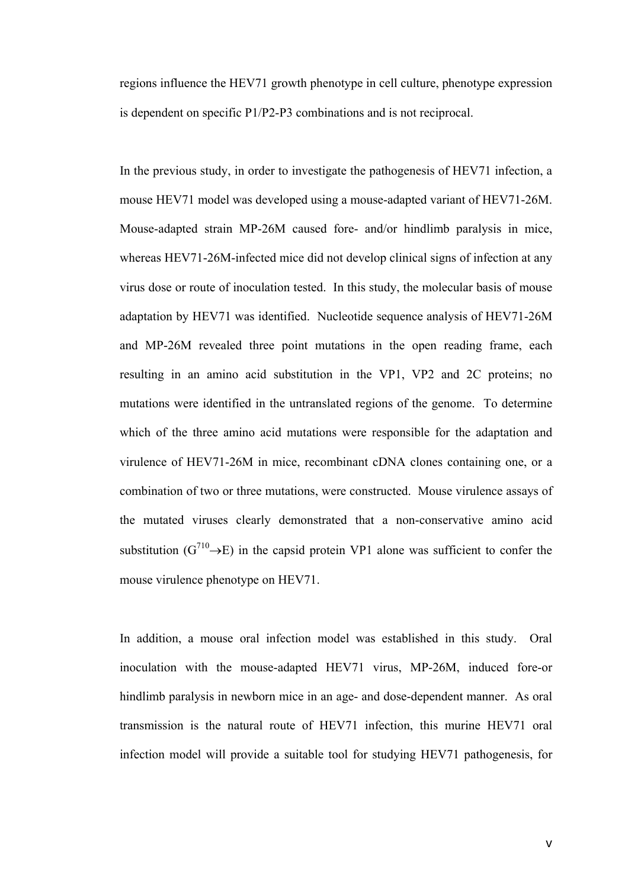regions influence the HEV71 growth phenotype in cell culture, phenotype expression is dependent on specific P1/P2-P3 combinations and is not reciprocal.

In the previous study, in order to investigate the pathogenesis of HEV71 infection, a mouse HEV71 model was developed using a mouse-adapted variant of HEV71-26M. Mouse-adapted strain MP-26M caused fore- and/or hindlimb paralysis in mice, whereas HEV71-26M-infected mice did not develop clinical signs of infection at any virus dose or route of inoculation tested. In this study, the molecular basis of mouse adaptation by HEV71 was identified. Nucleotide sequence analysis of HEV71-26M and MP-26M revealed three point mutations in the open reading frame, each resulting in an amino acid substitution in the VP1, VP2 and 2C proteins; no mutations were identified in the untranslated regions of the genome. To determine which of the three amino acid mutations were responsible for the adaptation and virulence of HEV71-26M in mice, recombinant cDNA clones containing one, or a combination of two or three mutations, were constructed. Mouse virulence assays of the mutated viruses clearly demonstrated that a non-conservative amino acid substitution ($G^{710} \rightarrow E$) in the capsid protein VP1 alone was sufficient to confer the mouse virulence phenotype on HEV71.

In addition, a mouse oral infection model was established in this study. Oral inoculation with the mouse-adapted HEV71 virus, MP-26M, induced fore-or hindlimb paralysis in newborn mice in an age- and dose-dependent manner. As oral transmission is the natural route of HEV71 infection, this murine HEV71 oral infection model will provide a suitable tool for studying HEV71 pathogenesis, for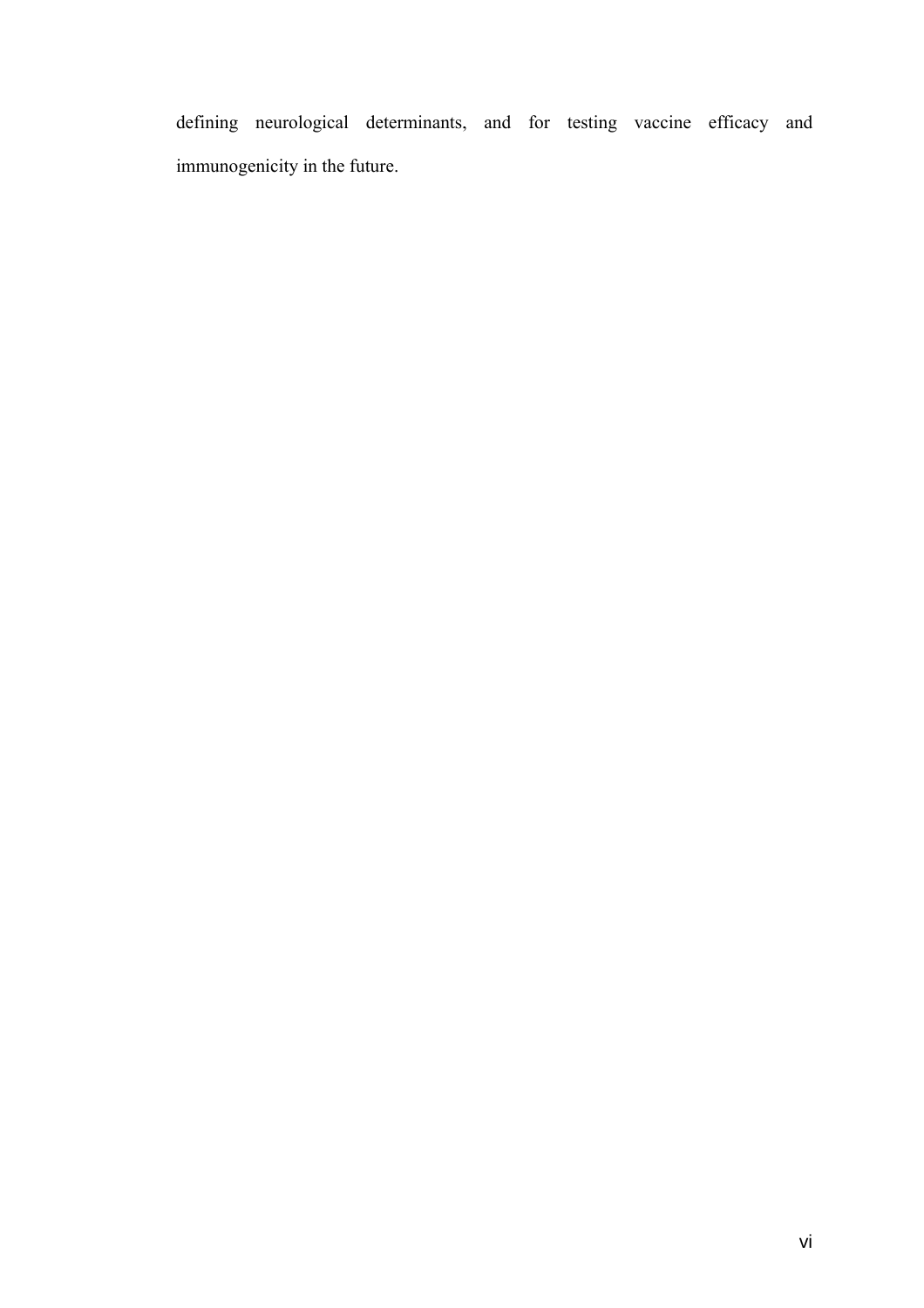defining neurological determinants, and for testing vaccine efficacy and immunogenicity in the future.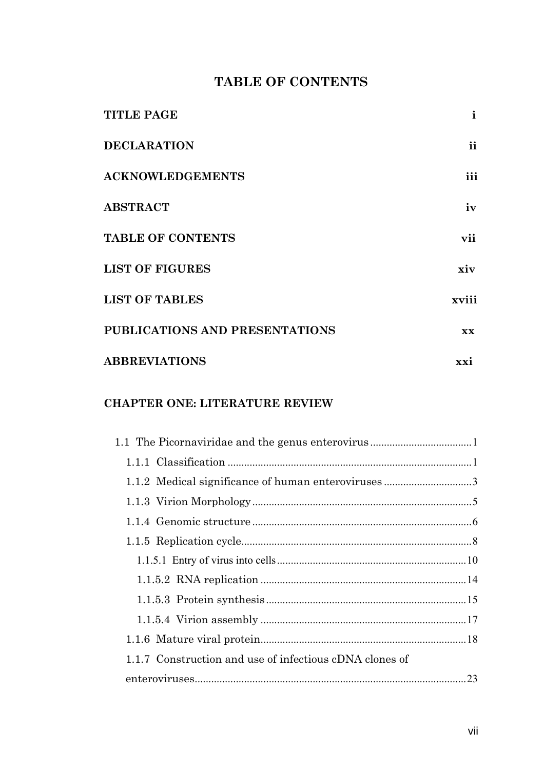# TABLE OF CONTENTS

| | |
|---|---|
| **TITLE PAGE** | **i** |
| **DECLARATION** | **ii** |
| **ACKNOWLEDGEMENTS** | **iii** |
| **ABSTRACT** | **iv** |
| **TABLE OF CONTENTS** | **vii** |
| **LIST OF FIGURES** | **xiv** |
| **LIST OF TABLES** | **xviii** |
| **PUBLICATIONS AND PRESENTATIONS** | **xx** |
| **ABBREVIATIONS** | **xxi** |

**CHAPTER ONE: LITERATURE REVIEW**

- 1.1 The Picornaviridae and the genus enterovirus ........................................ 1
  - 1.1.1 Classification ........................................ 1
  - 1.1.2 Medical significance of human enteroviruses ........................................ 3
  - 1.1.3 Virion Morphology ........................................ 5
  - 1.1.4 Genomic structure ........................................ 6
  - 1.1.5 Replication cycle ........................................ 8
    - 1.1.5.1 Entry of virus into cells ........................................ 10
    - 1.1.5.2 RNA replication ........................................ 14
    - 1.1.5.3 Protein synthesis ........................................ 15
    - 1.1.5.4 Virion assembly ........................................ 17
  - 1.1.6 Mature viral protein ........................................ 18
  - 1.1.7 Construction and use of infectious cDNA clones of enteroviruses ........................................ 23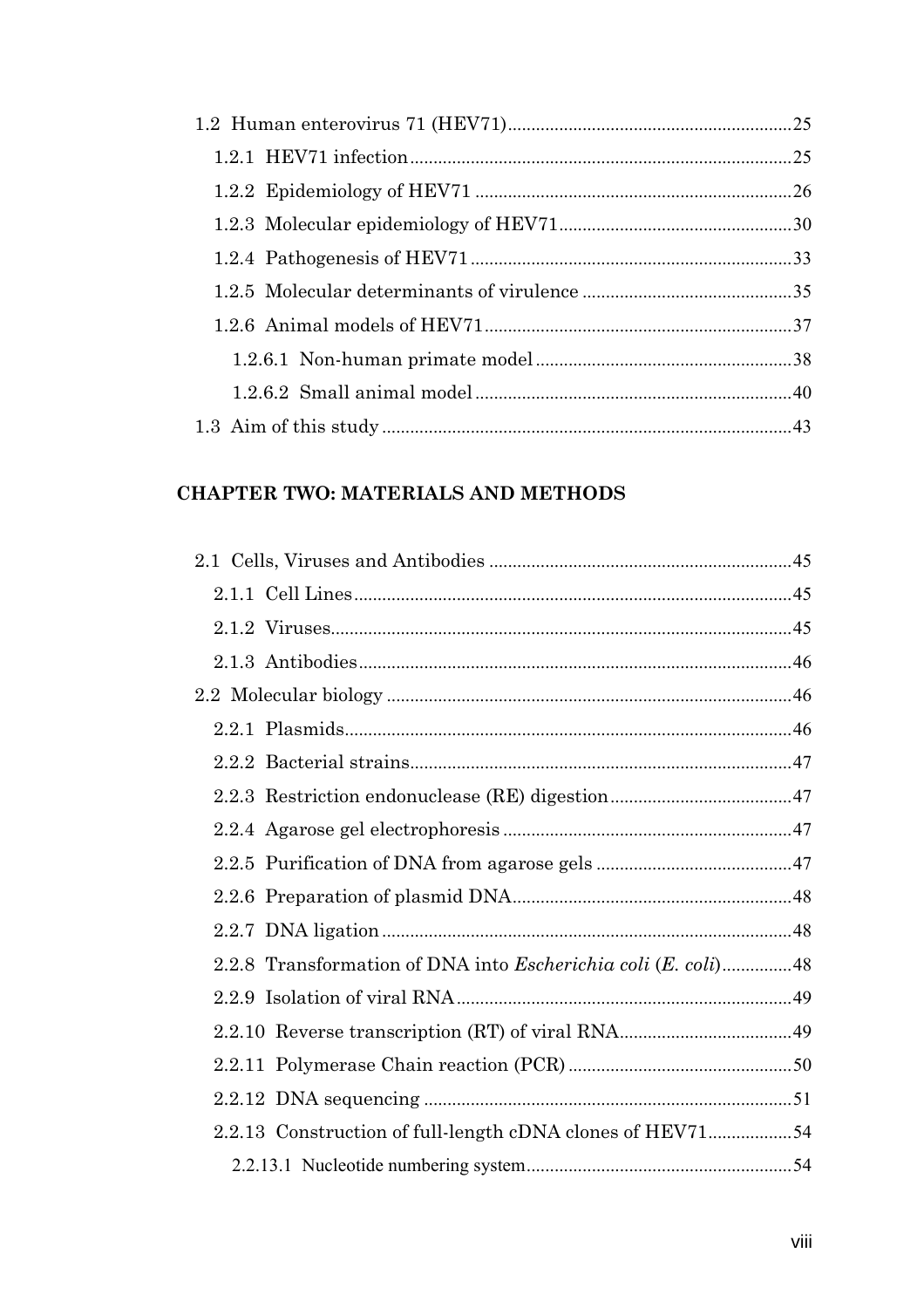1.2 Human enterovirus 71 (HEV71)........................................................25

1.2.1 HEV71 infection........................................................................25

1.2.2 Epidemiology of HEV71 ..........................................................26

1.2.3 Molecular epidemiology of HEV71..........................................30

1.2.4 Pathogenesis of HEV71 ............................................................33

1.2.5 Molecular determinants of virulence ......................................35

1.2.6 Animal models of HEV71..........................................................37

1.2.6.1 Non-human primate model ................................................38

1.2.6.2 Small animal model ............................................................40

1.3 Aim of this study .............................................................................43

## CHAPTER TWO: MATERIALS AND METHODS

2.1 Cells, Viruses and Antibodies .........................................................45

2.1.1 Cell Lines.....................................................................................45

2.1.2 Viruses.........................................................................................45

2.1.3 Antibodies...................................................................................46

2.2 Molecular biology .............................................................................46

2.2.1 Plasmids.......................................................................................46

2.2.2 Bacterial strains..........................................................................47

2.2.3 Restriction endonuclease (RE) digestion...................................47

2.2.4 Agarose gel electrophoresis .......................................................47

2.2.5 Purification of DNA from agarose gels ....................................47

2.2.6 Preparation of plasmid DNA......................................................48

2.2.7 DNA ligation ...............................................................................48

2.2.8 Transformation of DNA into *Escherichia coli* (*E. coli*)..............48

2.2.9 Isolation of viral RNA.................................................................49

2.2.10 Reverse transcription (RT) of viral RNA.................................49

2.2.11 Polymerase Chain reaction (PCR) ...........................................50

2.2.12 DNA sequencing .......................................................................51

2.2.13 Construction of full-length cDNA clones of HEV71.................54

2.2.13.1 Nucleotide numbering system..............................................54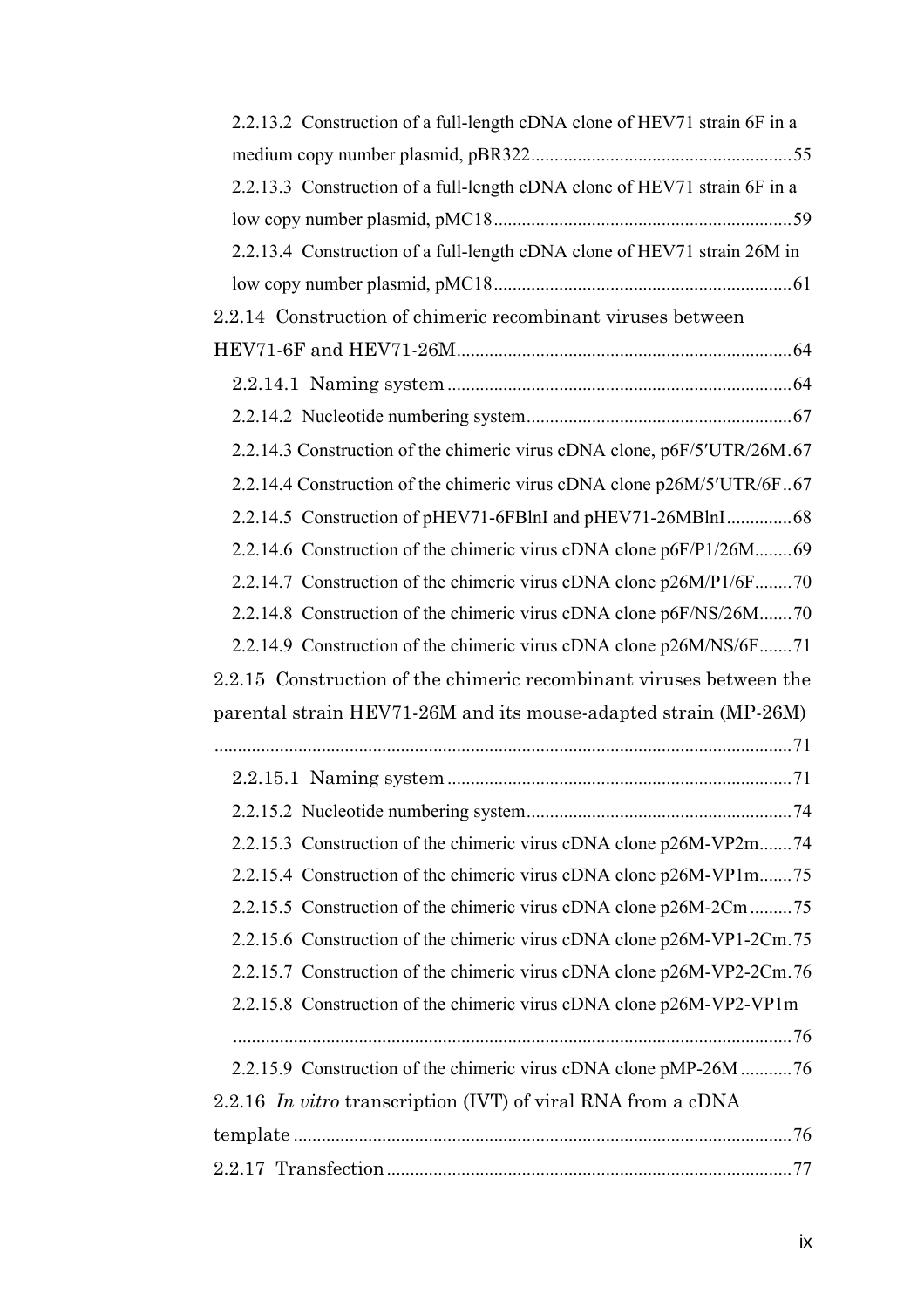2.2.13.2 Construction of a full-length cDNA clone of HEV71 strain 6F in a medium copy number plasmid, pBR322 ........ 55

2.2.13.3 Construction of a full-length cDNA clone of HEV71 strain 6F in a low copy number plasmid, pMC18 ........ 59

2.2.13.4 Construction of a full-length cDNA clone of HEV71 strain 26M in low copy number plasmid, pMC18 ........ 61

2.2.14 Construction of chimeric recombinant viruses between HEV71-6F and HEV71-26M ........ 64

2.2.14.1 Naming system ........ 64

2.2.14.2 Nucleotide numbering system ........ 67

2.2.14.3 Construction of the chimeric virus cDNA clone, p6F/5′UTR/26M ........ 67

2.2.14.4 Construction of the chimeric virus cDNA clone p26M/5′UTR/6F ........ 67

2.2.14.5 Construction of pHEV71-6FBlnI and pHEV71-26MBlnI ........ 68

2.2.14.6 Construction of the chimeric virus cDNA clone p6F/P1/26M ........ 69

2.2.14.7 Construction of the chimeric virus cDNA clone p26M/P1/6F ........ 70

2.2.14.8 Construction of the chimeric virus cDNA clone p6F/NS/26M ........ 70

2.2.14.9 Construction of the chimeric virus cDNA clone p26M/NS/6F ........ 71

2.2.15 Construction of the chimeric recombinant viruses between the parental strain HEV71-26M and its mouse-adapted strain (MP-26M) ........ 71

2.2.15.1 Naming system ........ 71

2.2.15.2 Nucleotide numbering system ........ 74

2.2.15.3 Construction of the chimeric virus cDNA clone p26M-VP2m ........ 74

2.2.15.4 Construction of the chimeric virus cDNA clone p26M-VP1m ........ 75

2.2.15.5 Construction of the chimeric virus cDNA clone p26M-2Cm ........ 75

2.2.15.6 Construction of the chimeric virus cDNA clone p26M-VP1-2Cm ........ 75

2.2.15.7 Construction of the chimeric virus cDNA clone p26M-VP2-2Cm ........ 76

2.2.15.8 Construction of the chimeric virus cDNA clone p26M-VP2-VP1m ........ 76

2.2.15.9 Construction of the chimeric virus cDNA clone pMP-26M ........ 76

2.2.16 *In vitro* transcription (IVT) of viral RNA from a cDNA template ........ 76

2.2.17 Transfection ........ 77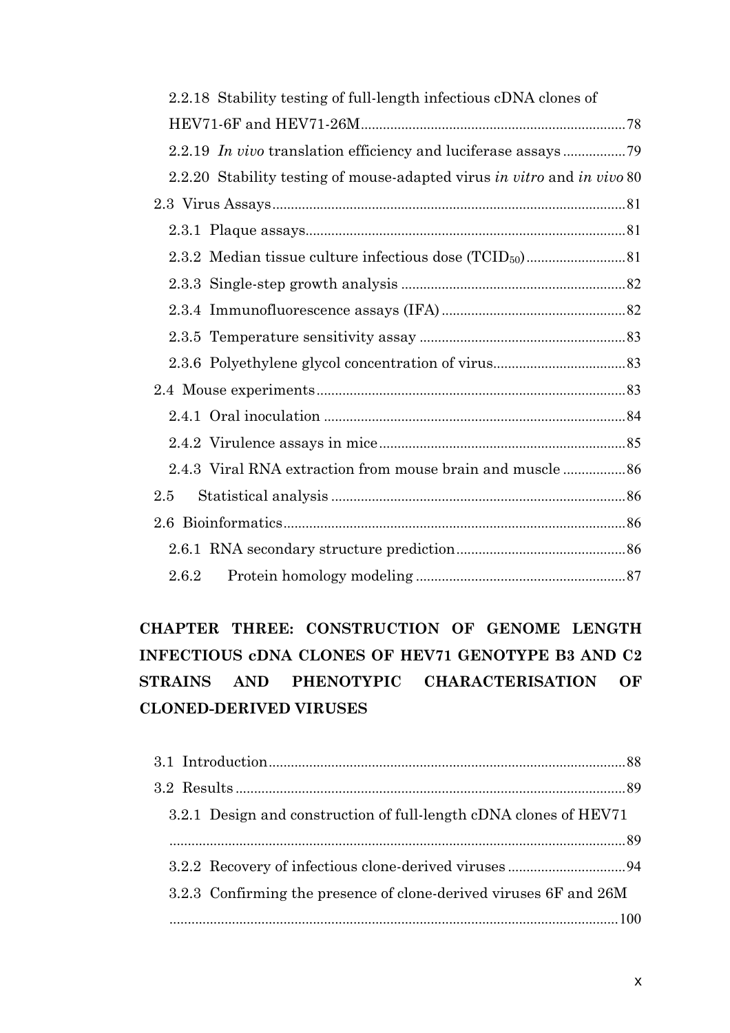2.2.18 Stability testing of full-length infectious cDNA clones of HEV71-6F and HEV71-26M ........ 78

2.2.19 *In vivo* translation efficiency and luciferase assays ........ 79

2.2.20 Stability testing of mouse-adapted virus *in vitro* and *in vivo* 80

2.3 Virus Assays ........ 81

2.3.1 Plaque assays ........ 81

2.3.2 Median tissue culture infectious dose ($TCID_{50}$) ........ 81

2.3.3 Single-step growth analysis ........ 82

2.3.4 Immunofluorescence assays (IFA) ........ 82

2.3.5 Temperature sensitivity assay ........ 83

2.3.6 Polyethylene glycol concentration of virus ........ 83

2.4 Mouse experiments ........ 83

2.4.1 Oral inoculation ........ 84

2.4.2 Virulence assays in mice ........ 85

2.4.3 Viral RNA extraction from mouse brain and muscle ........ 86

2.5 Statistical analysis ........ 86

2.6 Bioinformatics ........ 86

2.6.1 RNA secondary structure prediction ........ 86

2.6.2 Protein homology modeling ........ 87

**CHAPTER THREE: CONSTRUCTION OF GENOME LENGTH INFECTIOUS cDNA CLONES OF HEV71 GENOTYPE B3 AND C2 STRAINS AND PHENOTYPIC CHARACTERISATION OF CLONED-DERIVED VIRUSES**

3.1 Introduction ........ 88

3.2 Results ........ 89

3.2.1 Design and construction of full-length cDNA clones of HEV71 ........ 89

3.2.2 Recovery of infectious clone-derived viruses ........ 94

3.2.3 Confirming the presence of clone-derived viruses 6F and 26M ........ 100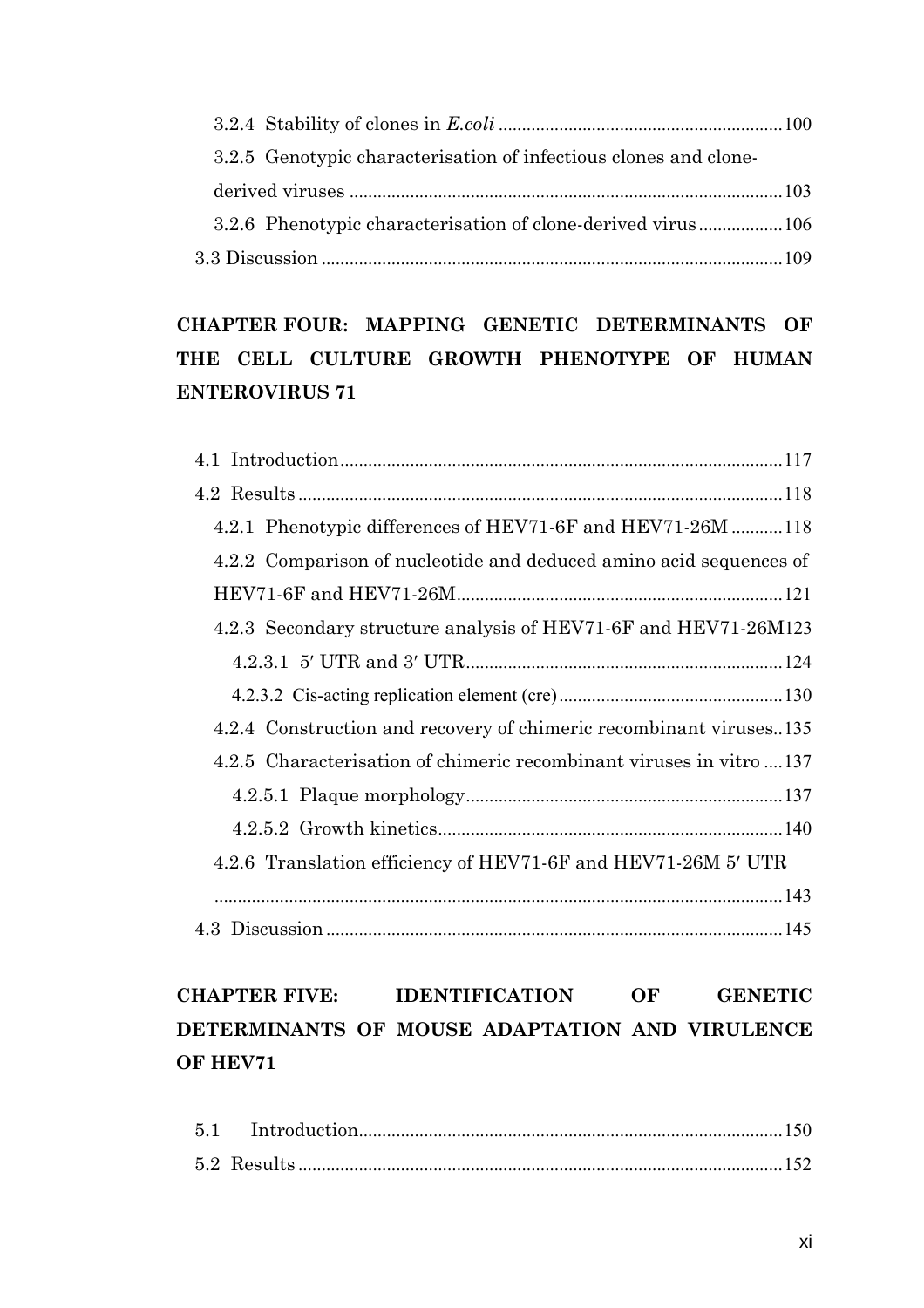3.2.4 Stability of clones in *E.coli* ............................................................ 100

3.2.5 Genotypic characterisation of infectious clones and clone-derived viruses ............................................................ 103

3.2.6 Phenotypic characterisation of clone-derived virus ............................................................ 106

3.3 Discussion ............................................................ 109

## CHAPTER FOUR: MAPPING GENETIC DETERMINANTS OF THE CELL CULTURE GROWTH PHENOTYPE OF HUMAN ENTEROVIRUS 71

4.1 Introduction ............................................................ 117

4.2 Results ............................................................ 118

4.2.1 Phenotypic differences of HEV71-6F and HEV71-26M ............................................................ 118

4.2.2 Comparison of nucleotide and deduced amino acid sequences of HEV71-6F and HEV71-26M ............................................................ 121

4.2.3 Secondary structure analysis of HEV71-6F and HEV71-26M ............................................................ 123

4.2.3.1 5′ UTR and 3′ UTR ............................................................ 124

4.2.3.2 Cis-acting replication element (cre) ............................................................ 130

4.2.4 Construction and recovery of chimeric recombinant viruses ............................................................ 135

4.2.5 Characterisation of chimeric recombinant viruses in vitro ............................................................ 137

4.2.5.1 Plaque morphology ............................................................ 137

4.2.5.2 Growth kinetics ............................................................ 140

4.2.6 Translation efficiency of HEV71-6F and HEV71-26M 5′ UTR ............................................................ 143

4.3 Discussion ............................................................ 145

## CHAPTER FIVE: IDENTIFICATION OF GENETIC DETERMINANTS OF MOUSE ADAPTATION AND VIRULENCE OF HEV71

5.1 Introduction ............................................................ 150

5.2 Results ............................................................ 152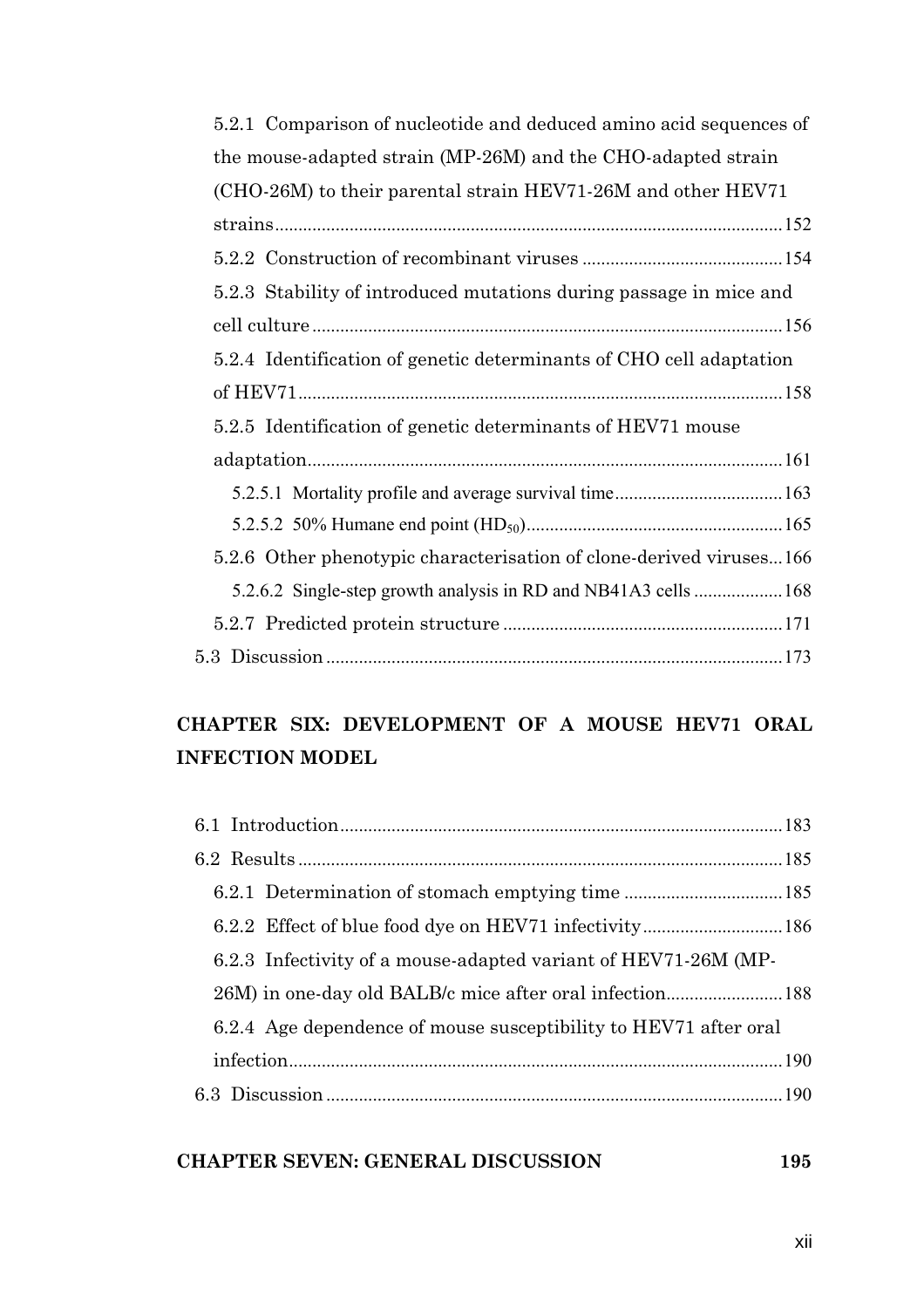5.2.1 Comparison of nucleotide and deduced amino acid sequences of the mouse-adapted strain (MP-26M) and the CHO-adapted strain (CHO-26M) to their parental strain HEV71-26M and other HEV71 strains ............ 152

5.2.2 Construction of recombinant viruses ............ 154

5.2.3 Stability of introduced mutations during passage in mice and cell culture ............ 156

5.2.4 Identification of genetic determinants of CHO cell adaptation of HEV71 ............ 158

5.2.5 Identification of genetic determinants of HEV71 mouse adaptation ............ 161

5.2.5.1 Mortality profile and average survival time ............ 163

5.2.5.2 50% Humane end point ($HD_{50}$) ............ 165

5.2.6 Other phenotypic characterisation of clone-derived viruses ... 166

5.2.6.2 Single-step growth analysis in RD and NB41A3 cells ............ 168

5.2.7 Predicted protein structure ............ 171

5.3 Discussion ............ 173

## CHAPTER SIX: DEVELOPMENT OF A MOUSE HEV71 ORAL INFECTION MODEL

6.1 Introduction ............ 183

6.2 Results ............ 185

6.2.1 Determination of stomach emptying time ............ 185

6.2.2 Effect of blue food dye on HEV71 infectivity ............ 186

6.2.3 Infectivity of a mouse-adapted variant of HEV71-26M (MP-26M) in one-day old BALB/c mice after oral infection ............ 188

6.2.4 Age dependence of mouse susceptibility to HEV71 after oral infection ............ 190

6.3 Discussion ............ 190

## CHAPTER SEVEN: GENERAL DISCUSSION 195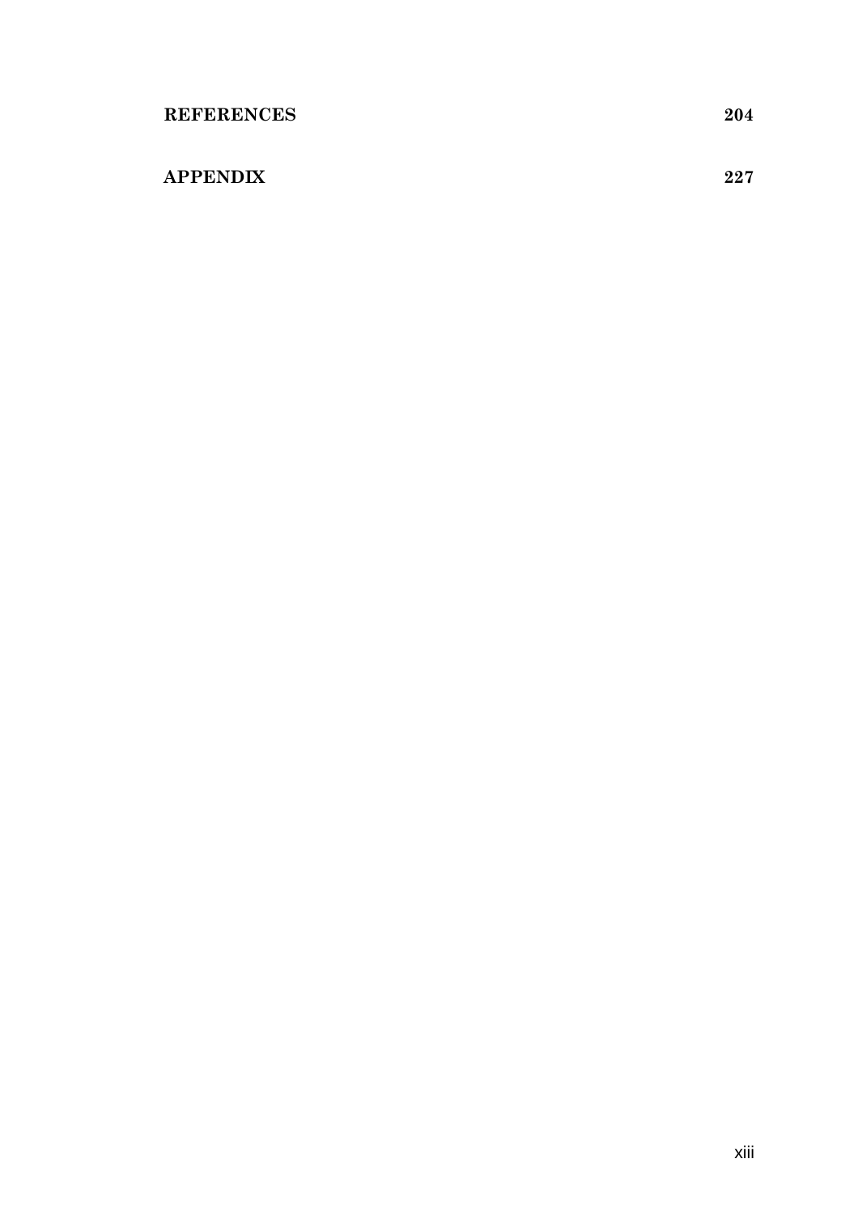**REFERENCES** **204**

**APPENDIX** **227**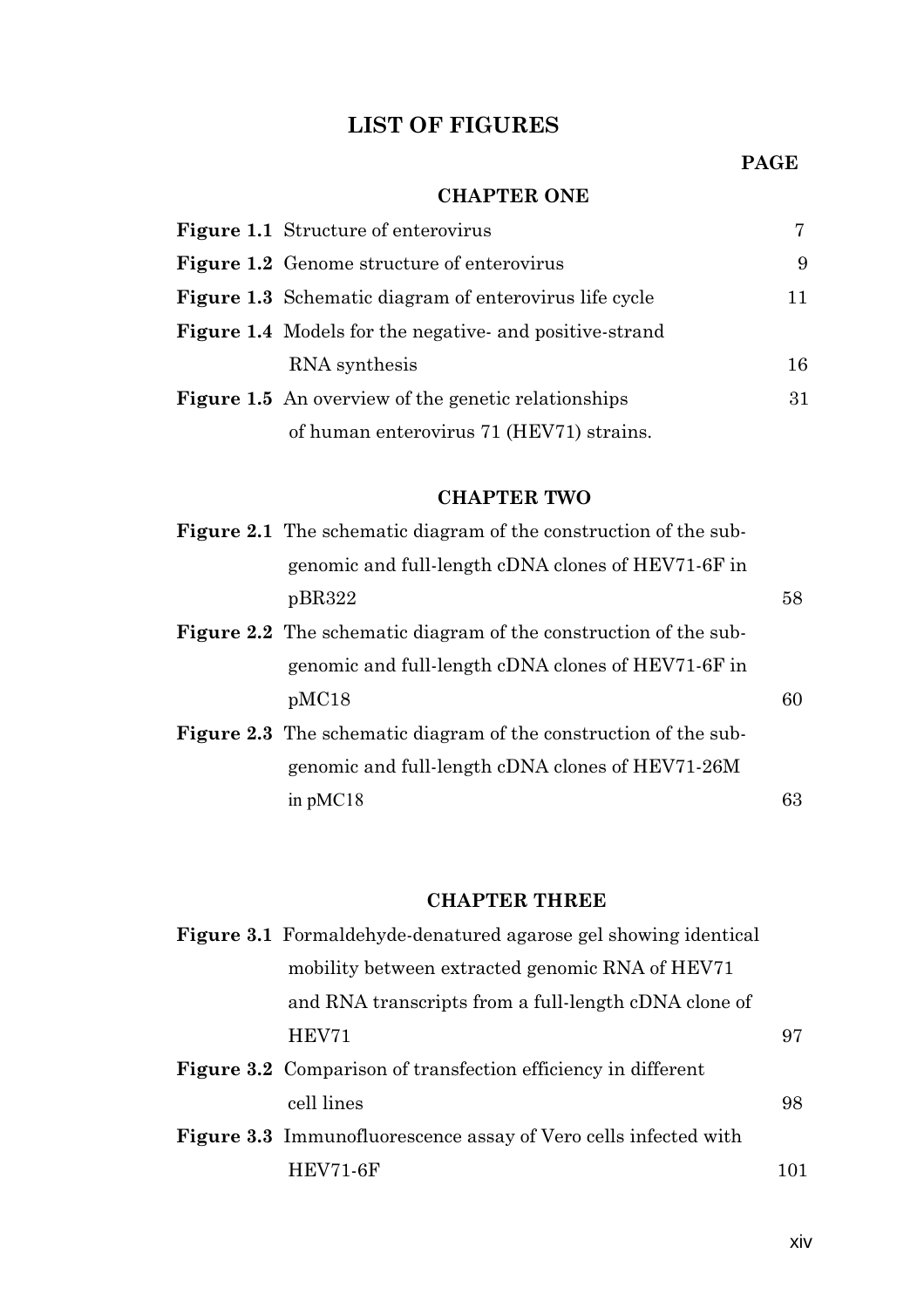# LIST OF FIGURES

**PAGE**

### CHAPTER ONE

| | | |
|---|---|---|
| **Figure 1.1** | Structure of enterovirus | 7 |
| **Figure 1.2** | Genome structure of enterovirus | 9 |
| **Figure 1.3** | Schematic diagram of enterovirus life cycle | 11 |
| **Figure 1.4** | Models for the negative- and positive-strand RNA synthesis | 16 |
| **Figure 1.5** | An overview of the genetic relationships of human enterovirus 71 (HEV71) strains. | 31 |

### CHAPTER TWO

| | | |
|---|---|---|
| **Figure 2.1** | The schematic diagram of the construction of the sub-genomic and full-length cDNA clones of HEV71-6F in pBR322 | 58 |
| **Figure 2.2** | The schematic diagram of the construction of the sub-genomic and full-length cDNA clones of HEV71-6F in pMC18 | 60 |
| **Figure 2.3** | The schematic diagram of the construction of the sub-genomic and full-length cDNA clones of HEV71-26M in pMC18 | 63 |

### CHAPTER THREE

| | | |
|---|---|---|
| **Figure 3.1** | Formaldehyde-denatured agarose gel showing identical mobility between extracted genomic RNA of HEV71 and RNA transcripts from a full-length cDNA clone of HEV71 | 97 |
| **Figure 3.2** | Comparison of transfection efficiency in different cell lines | 98 |
| **Figure 3.3** | Immunofluorescence assay of Vero cells infected with HEV71-6F | 101 |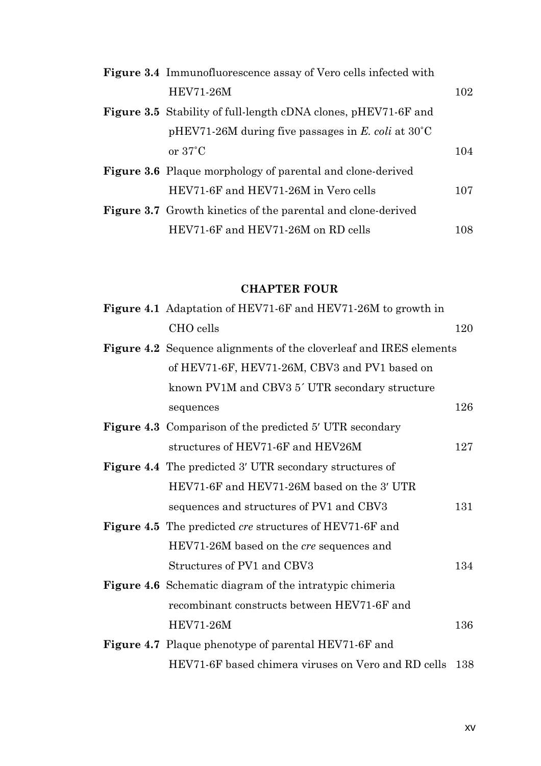**Figure 3.4** Immunofluorescence assay of Vero cells infected with HEV71-26M 102

**Figure 3.5** Stability of full-length cDNA clones, pHEV71-6F and pHEV71-26M during five passages in *E. coli* at 30˚C or 37˚C 104

**Figure 3.6** Plaque morphology of parental and clone-derived HEV71-6F and HEV71-26M in Vero cells 107

**Figure 3.7** Growth kinetics of the parental and clone-derived HEV71-6F and HEV71-26M on RD cells 108

**CHAPTER FOUR**

**Figure 4.1** Adaptation of HEV71-6F and HEV71-26M to growth in CHO cells 120

**Figure 4.2** Sequence alignments of the cloverleaf and IRES elements of HEV71-6F, HEV71-26M, CBV3 and PV1 based on known PV1M and CBV3 5´ UTR secondary structure sequences 126

**Figure 4.3** Comparison of the predicted 5′ UTR secondary structures of HEV71-6F and HEV26M 127

**Figure 4.4** The predicted 3′ UTR secondary structures of HEV71-6F and HEV71-26M based on the 3′ UTR sequences and structures of PV1 and CBV3 131

**Figure 4.5** The predicted *cre* structures of HEV71-6F and HEV71-26M based on the *cre* sequences and Structures of PV1 and CBV3 134

**Figure 4.6** Schematic diagram of the intratypic chimeria recombinant constructs between HEV71-6F and HEV71-26M 136

**Figure 4.7** Plaque phenotype of parental HEV71-6F and HEV71-6F based chimera viruses on Vero and RD cells 138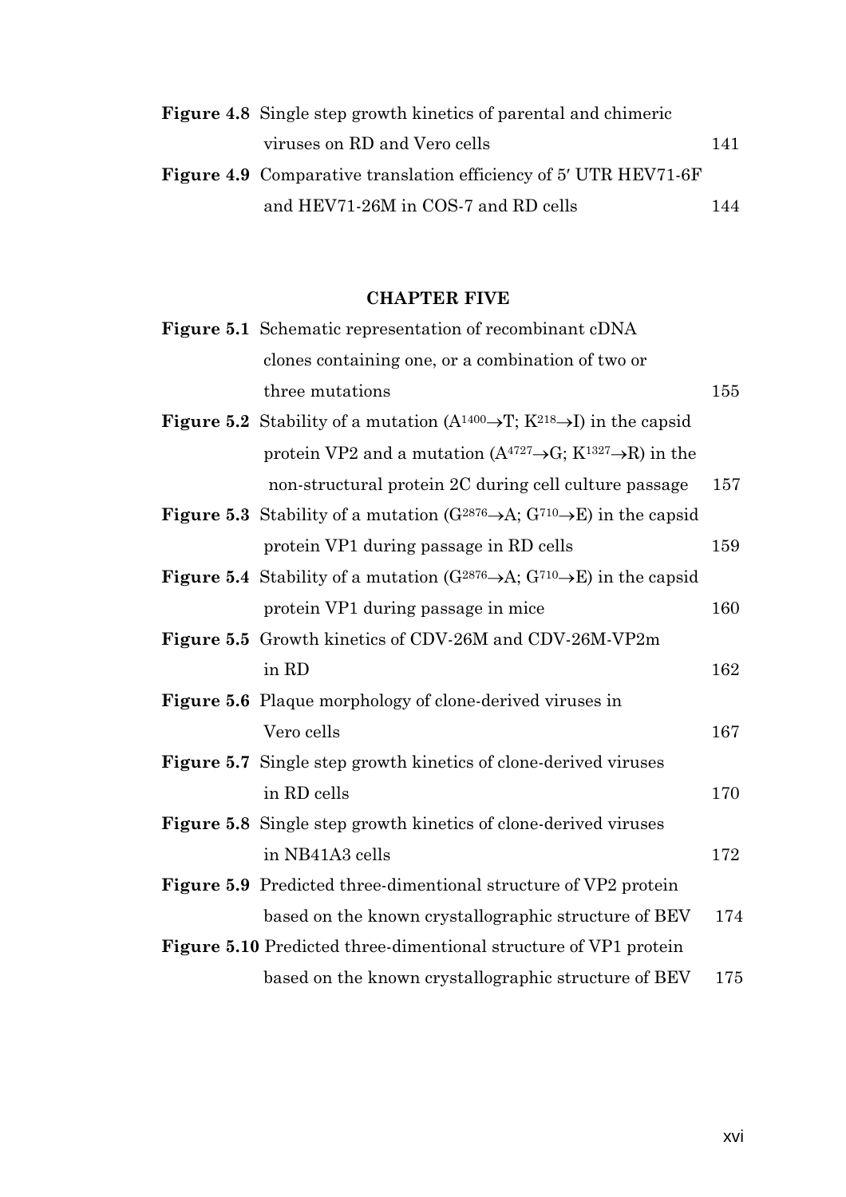**Figure 4.8** Single step growth kinetics of parental and chimeric viruses on RD and Vero cells 141

**Figure 4.9** Comparative translation efficiency of 5′ UTR HEV71-6F and HEV71-26M in COS-7 and RD cells 144

## CHAPTER FIVE

**Figure 5.1** Schematic representation of recombinant cDNA clones containing one, or a combination of two or three mutations 155

**Figure 5.2** Stability of a mutation ($A^{1400}\rightarrow T$; $K^{218}\rightarrow I$) in the capsid protein VP2 and a mutation ($A^{4727}\rightarrow G$; $K^{1327}\rightarrow R$) in the non-structural protein 2C during cell culture passage 157

**Figure 5.3** Stability of a mutation ($G^{2876}\rightarrow A$; $G^{710}\rightarrow E$) in the capsid protein VP1 during passage in RD cells 159

**Figure 5.4** Stability of a mutation ($G^{2876}\rightarrow A$; $G^{710}\rightarrow E$) in the capsid protein VP1 during passage in mice 160

**Figure 5.5** Growth kinetics of CDV-26M and CDV-26M-VP2m in RD 162

**Figure 5.6** Plaque morphology of clone-derived viruses in Vero cells 167

**Figure 5.7** Single step growth kinetics of clone-derived viruses in RD cells 170

**Figure 5.8** Single step growth kinetics of clone-derived viruses in NB41A3 cells 172

**Figure 5.9** Predicted three-dimentional structure of VP2 protein based on the known crystallographic structure of BEV 174

**Figure 5.10** Predicted three-dimentional structure of VP1 protein based on the known crystallographic structure of BEV 175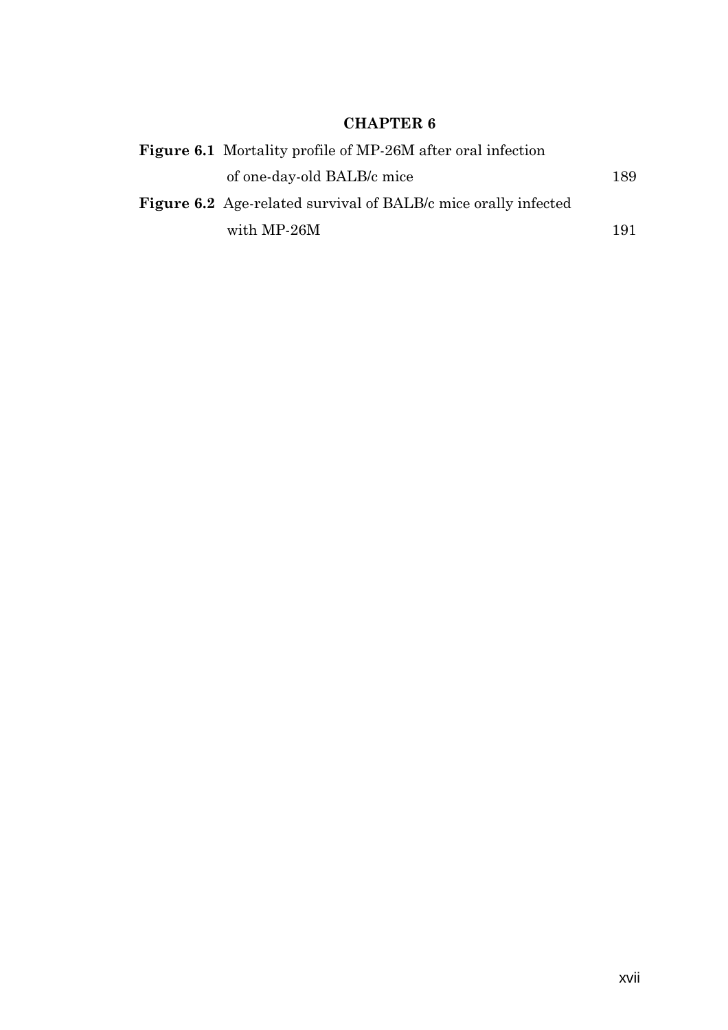**CHAPTER 6**

| | | |
|---|---|---|
| **Figure 6.1** | Mortality profile of MP-26M after oral infection of one-day-old BALB/c mice | 189 |
| **Figure 6.2** | Age-related survival of BALB/c mice orally infected with MP-26M | 191 |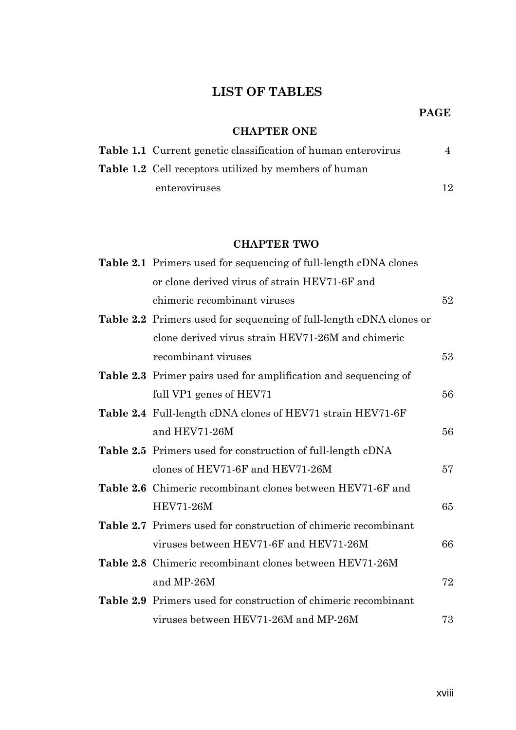# LIST OF TABLES

| | | PAGE |
|---|---|---|
| **CHAPTER ONE** | | |
| **Table 1.1** | Current genetic classification of human enterovirus | 4 |
| **Table 1.2** | Cell receptors utilized by members of human enteroviruses | 12 |
| **CHAPTER TWO** | | |
| **Table 2.1** | Primers used for sequencing of full-length cDNA clones or clone derived virus of strain HEV71-6F and chimeric recombinant viruses | 52 |
| **Table 2.2** | Primers used for sequencing of full-length cDNA clones or clone derived virus strain HEV71-26M and chimeric recombinant viruses | 53 |
| **Table 2.3** | Primer pairs used for amplification and sequencing of full VP1 genes of HEV71 | 56 |
| **Table 2.4** | Full-length cDNA clones of HEV71 strain HEV71-6F and HEV71-26M | 56 |
| **Table 2.5** | Primers used for construction of full-length cDNA clones of HEV71-6F and HEV71-26M | 57 |
| **Table 2.6** | Chimeric recombinant clones between HEV71-6F and HEV71-26M | 65 |
| **Table 2.7** | Primers used for construction of chimeric recombinant viruses between HEV71-6F and HEV71-26M | 66 |
| **Table 2.8** | Chimeric recombinant clones between HEV71-26M and MP-26M | 72 |
| **Table 2.9** | Primers used for construction of chimeric recombinant viruses between HEV71-26M and MP-26M | 73 |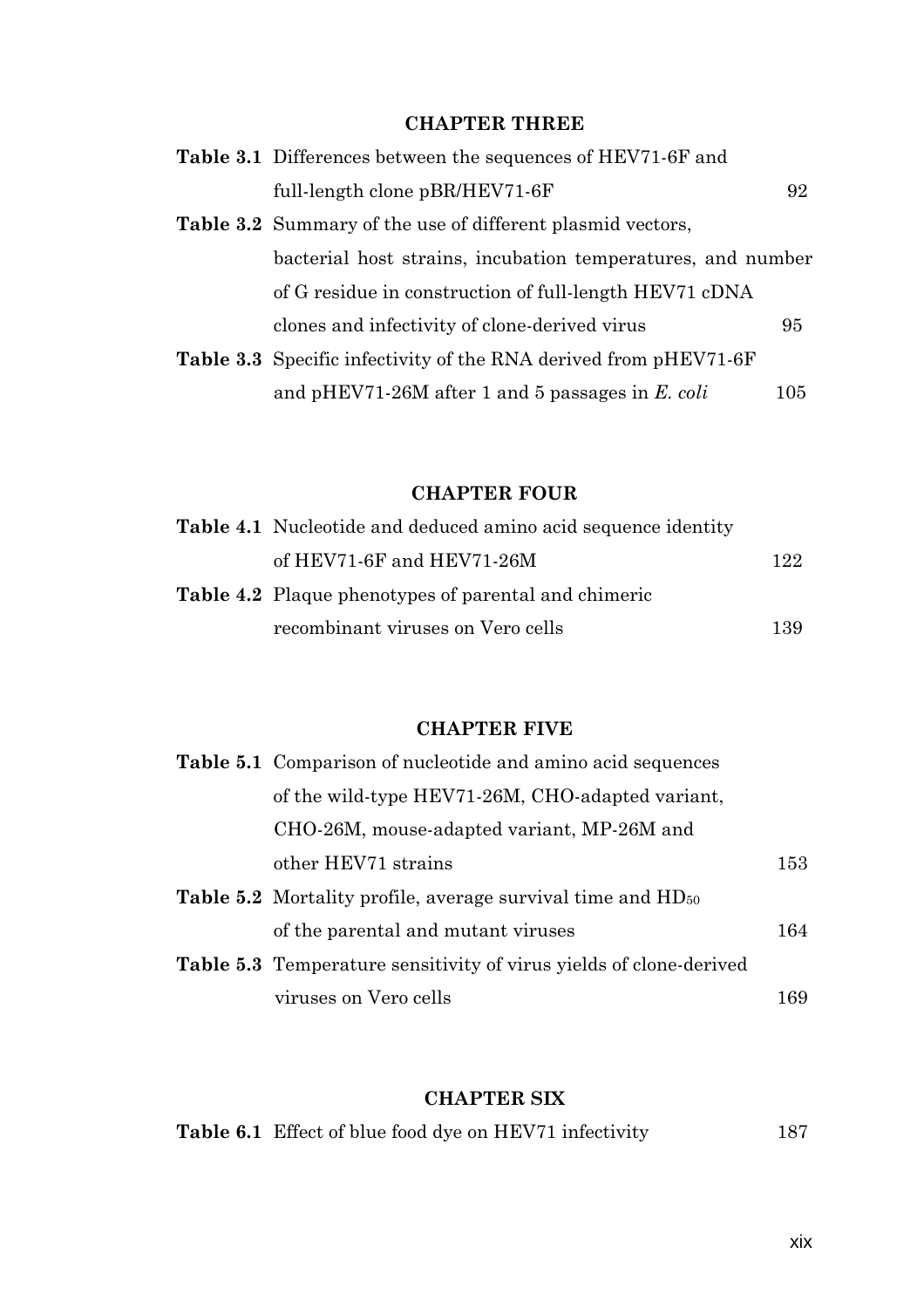## CHAPTER THREE

| | | |
|---|---|---|
| **Table 3.1** | Differences between the sequences of HEV71-6F and full-length clone pBR/HEV71-6F | 92 |
| **Table 3.2** | Summary of the use of different plasmid vectors, bacterial host strains, incubation temperatures, and number of G residue in construction of full-length HEV71 cDNA clones and infectivity of clone-derived virus | 95 |
| **Table 3.3** | Specific infectivity of the RNA derived from pHEV71-6F and pHEV71-26M after 1 and 5 passages in *E. coli* | 105 |

## CHAPTER FOUR

| | | |
|---|---|---|
| **Table 4.1** | Nucleotide and deduced amino acid sequence identity of HEV71-6F and HEV71-26M | 122 |
| **Table 4.2** | Plaque phenotypes of parental and chimeric recombinant viruses on Vero cells | 139 |

## CHAPTER FIVE

| | | |
|---|---|---|
| **Table 5.1** | Comparison of nucleotide and amino acid sequences of the wild-type HEV71-26M, CHO-adapted variant, CHO-26M, mouse-adapted variant, MP-26M and other HEV71 strains | 153 |
| **Table 5.2** | Mortality profile, average survival time and $HD_{50}$ of the parental and mutant viruses | 164 |
| **Table 5.3** | Temperature sensitivity of virus yields of clone-derived viruses on Vero cells | 169 |

## CHAPTER SIX

| | | |
|---|---|---|
| **Table 6.1** | Effect of blue food dye on HEV71 infectivity | 187 |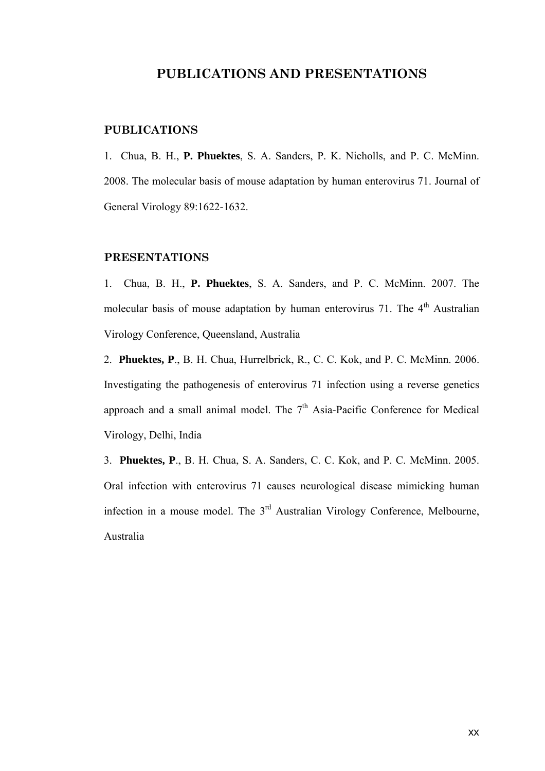# PUBLICATIONS AND PRESENTATIONS

## PUBLICATIONS

1. Chua, B. H., **P. Phuektes**, S. A. Sanders, P. K. Nicholls, and P. C. McMinn. 2008. The molecular basis of mouse adaptation by human enterovirus 71. Journal of General Virology 89:1622-1632.

## PRESENTATIONS

1. Chua, B. H., **P. Phuektes**, S. A. Sanders, and P. C. McMinn. 2007. The molecular basis of mouse adaptation by human enterovirus 71. The 4th Australian Virology Conference, Queensland, Australia

2. **Phuektes, P**., B. H. Chua, Hurrelbrick, R., C. C. Kok, and P. C. McMinn. 2006. Investigating the pathogenesis of enterovirus 71 infection using a reverse genetics approach and a small animal model. The 7th Asia-Pacific Conference for Medical Virology, Delhi, India

3. **Phuektes, P**., B. H. Chua, S. A. Sanders, C. C. Kok, and P. C. McMinn. 2005. Oral infection with enterovirus 71 causes neurological disease mimicking human infection in a mouse model. The 3rd Australian Virology Conference, Melbourne, Australia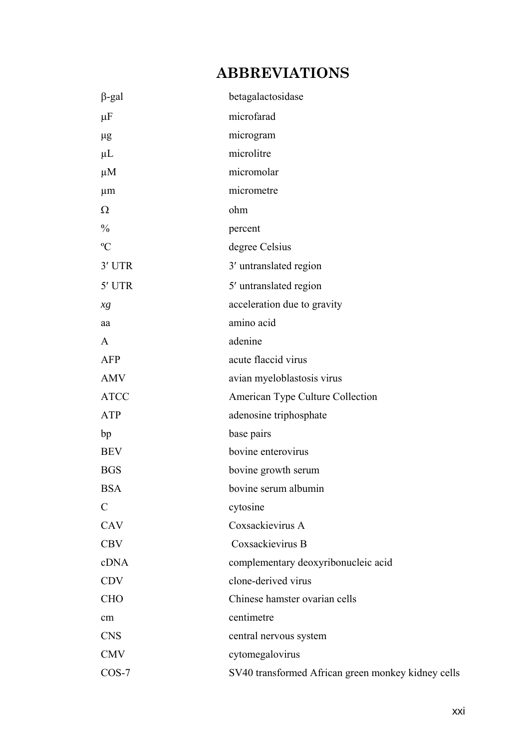# ABBREVIATIONS

| | |
|---|---|
| β-gal | betagalactosidase |
| μF | microfarad |
| μg | microgram |
| μL | microlitre |
| μM | micromolar |
| μm | micrometre |
| Ω | ohm |
| % | percent |
| ºC | degree Celsius |
| 3′ UTR | 3′ untranslated region |
| 5′ UTR | 5′ untranslated region |
| *xg* | acceleration due to gravity |
| aa | amino acid |
| A | adenine |
| AFP | acute flaccid virus |
| AMV | avian myeloblastosis virus |
| ATCC | American Type Culture Collection |
| ATP | adenosine triphosphate |
| bp | base pairs |
| BEV | bovine enterovirus |
| BGS | bovine growth serum |
| BSA | bovine serum albumin |
| C | cytosine |
| CAV | Coxsackievirus A |
| CBV | Coxsackievirus B |
| cDNA | complementary deoxyribonucleic acid |
| CDV | clone-derived virus |
| CHO | Chinese hamster ovarian cells |
| cm | centimetre |
| CNS | central nervous system |
| CMV | cytomegalovirus |
| COS-7 | SV40 transformed African green monkey kidney cells |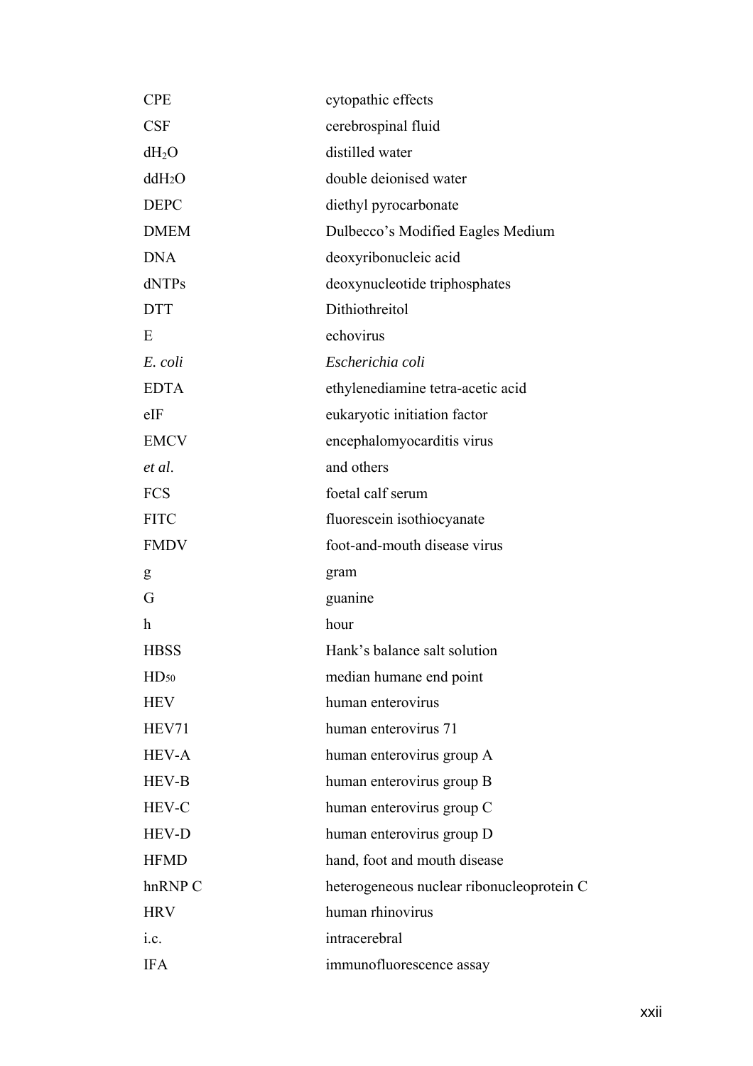| | |
|---|---|
| CPE | cytopathic effects |
| CSF | cerebrospinal fluid |
| $dH_2O$ | distilled water |
| $ddH_2O$ | double deionised water |
| DEPC | diethyl pyrocarbonate |
| DMEM | Dulbecco's Modified Eagles Medium |
| DNA | deoxyribonucleic acid |
| dNTPs | deoxynucleotide triphosphates |
| DTT | Dithiothreitol |
| E | echovirus |
| *E. coli* | *Escherichia coli* |
| EDTA | ethylenediamine tetra-acetic acid |
| eIF | eukaryotic initiation factor |
| EMCV | encephalomyocarditis virus |
| *et al*. | and others |
| FCS | foetal calf serum |
| FITC | fluorescein isothiocyanate |
| FMDV | foot-and-mouth disease virus |
| g | gram |
| G | guanine |
| h | hour |
| HBSS | Hank's balance salt solution |
| $HD_{50}$ | median humane end point |
| HEV | human enterovirus |
| HEV71 | human enterovirus 71 |
| HEV-A | human enterovirus group A |
| HEV-B | human enterovirus group B |
| HEV-C | human enterovirus group C |
| HEV-D | human enterovirus group D |
| HFMD | hand, foot and mouth disease |
| hnRNP C | heterogeneous nuclear ribonucleoprotein C |
| HRV | human rhinovirus |
| i.c. | intracerebral |
| IFA | immunofluorescence assay |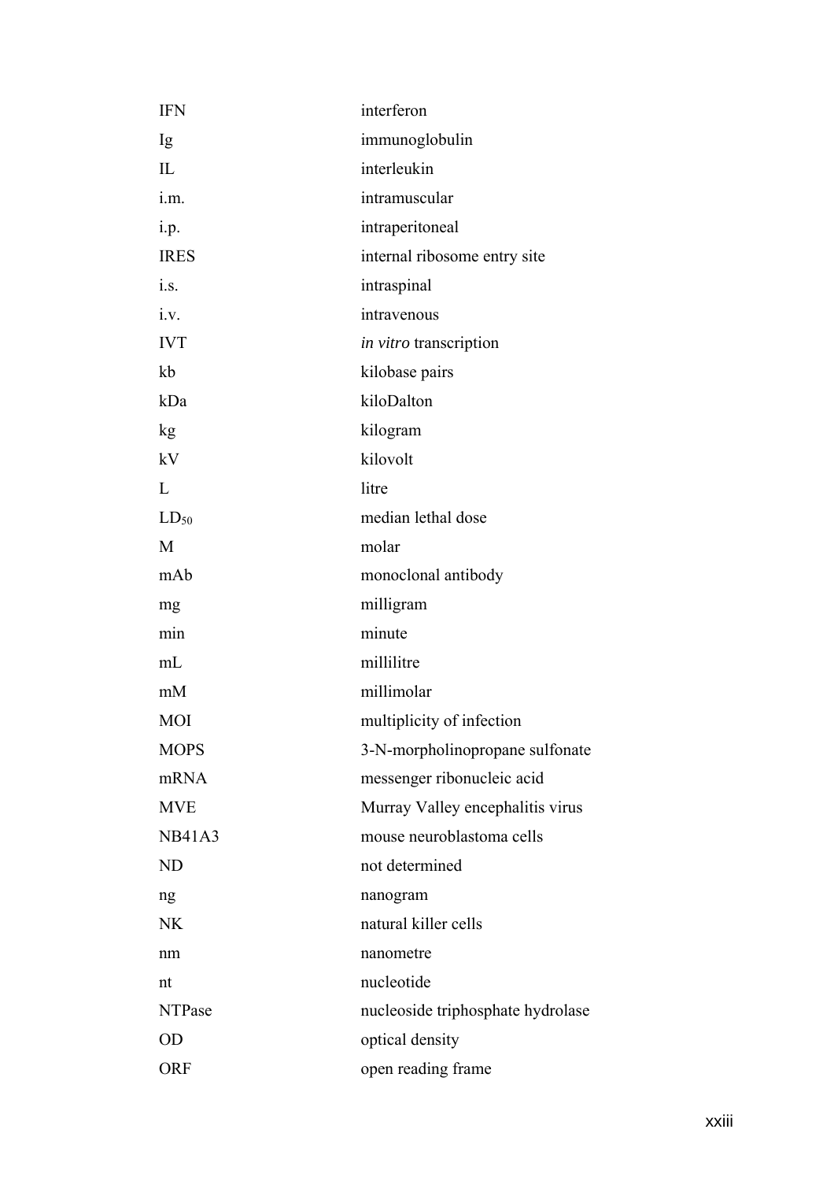| | |
|---|---|
| IFN | interferon |
| Ig | immunoglobulin |
| IL | interleukin |
| i.m. | intramuscular |
| i.p. | intraperitoneal |
| IRES | internal ribosome entry site |
| i.s. | intraspinal |
| i.v. | intravenous |
| IVT | *in vitro* transcription |
| kb | kilobase pairs |
| kDa | kiloDalton |
| kg | kilogram |
| kV | kilovolt |
| L | litre |
| $LD_{50}$ | median lethal dose |
| M | molar |
| mAb | monoclonal antibody |
| mg | milligram |
| min | minute |
| mL | millilitre |
| mM | millimolar |
| MOI | multiplicity of infection |
| MOPS | 3-N-morpholinopropane sulfonate |
| mRNA | messenger ribonucleic acid |
| MVE | Murray Valley encephalitis virus |
| NB41A3 | mouse neuroblastoma cells |
| ND | not determined |
| ng | nanogram |
| NK | natural killer cells |
| nm | nanometre |
| nt | nucleotide |
| NTPase | nucleoside triphosphate hydrolase |
| OD | optical density |
| ORF | open reading frame |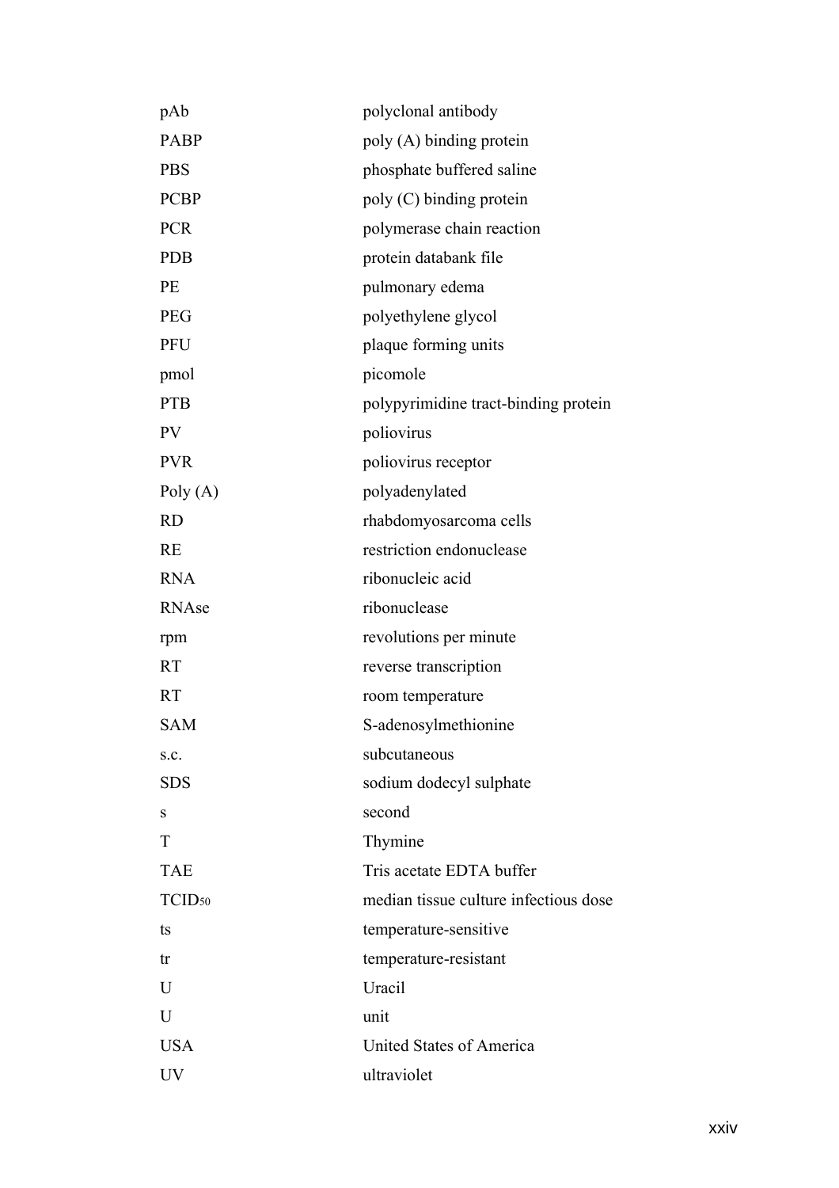| | |
|---|---|
| pAb | polyclonal antibody |
| PABP | poly (A) binding protein |
| PBS | phosphate buffered saline |
| PCBP | poly (C) binding protein |
| PCR | polymerase chain reaction |
| PDB | protein databank file |
| PE | pulmonary edema |
| PEG | polyethylene glycol |
| PFU | plaque forming units |
| pmol | picomole |
| PTB | polypyrimidine tract-binding protein |
| PV | poliovirus |
| PVR | poliovirus receptor |
| Poly (A) | polyadenylated |
| RD | rhabdomyosarcoma cells |
| RE | restriction endonuclease |
| RNA | ribonucleic acid |
| RNAse | ribonuclease |
| rpm | revolutions per minute |
| RT | reverse transcription |
| RT | room temperature |
| SAM | S-adenosylmethionine |
| s.c. | subcutaneous |
| SDS | sodium dodecyl sulphate |
| s | second |
| T | Thymine |
| TAE | Tris acetate EDTA buffer |
| $TCID_{50}$ | median tissue culture infectious dose |
| ts | temperature-sensitive |
| tr | temperature-resistant |
| U | Uracil |
| U | unit |
| USA | United States of America |
| UV | ultraviolet |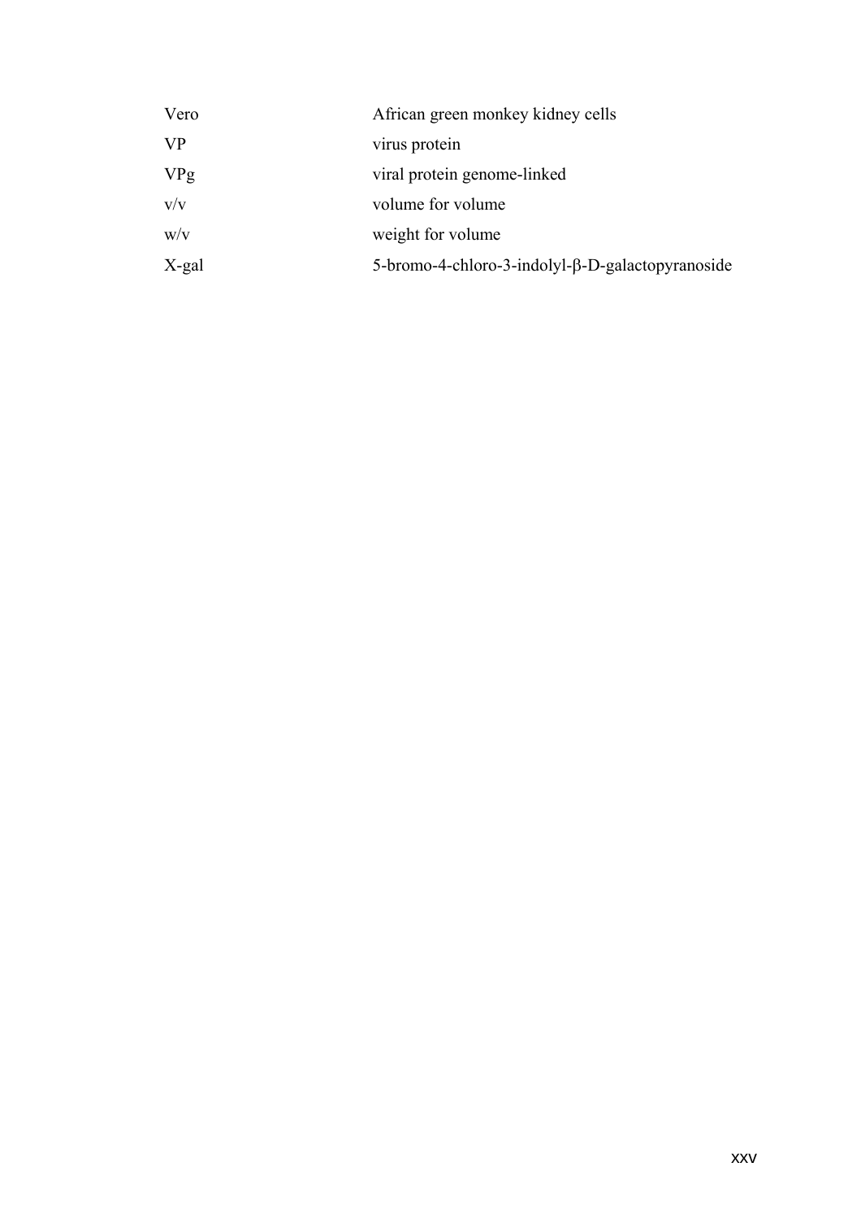| | |
|---|---|
| Vero | African green monkey kidney cells |
| VP | virus protein |
| VPg | viral protein genome-linked |
| v/v | volume for volume |
| w/v | weight for volume |
| X-gal | 5-bromo-4-chloro-3-indolyl-β-D-galactopyranoside |